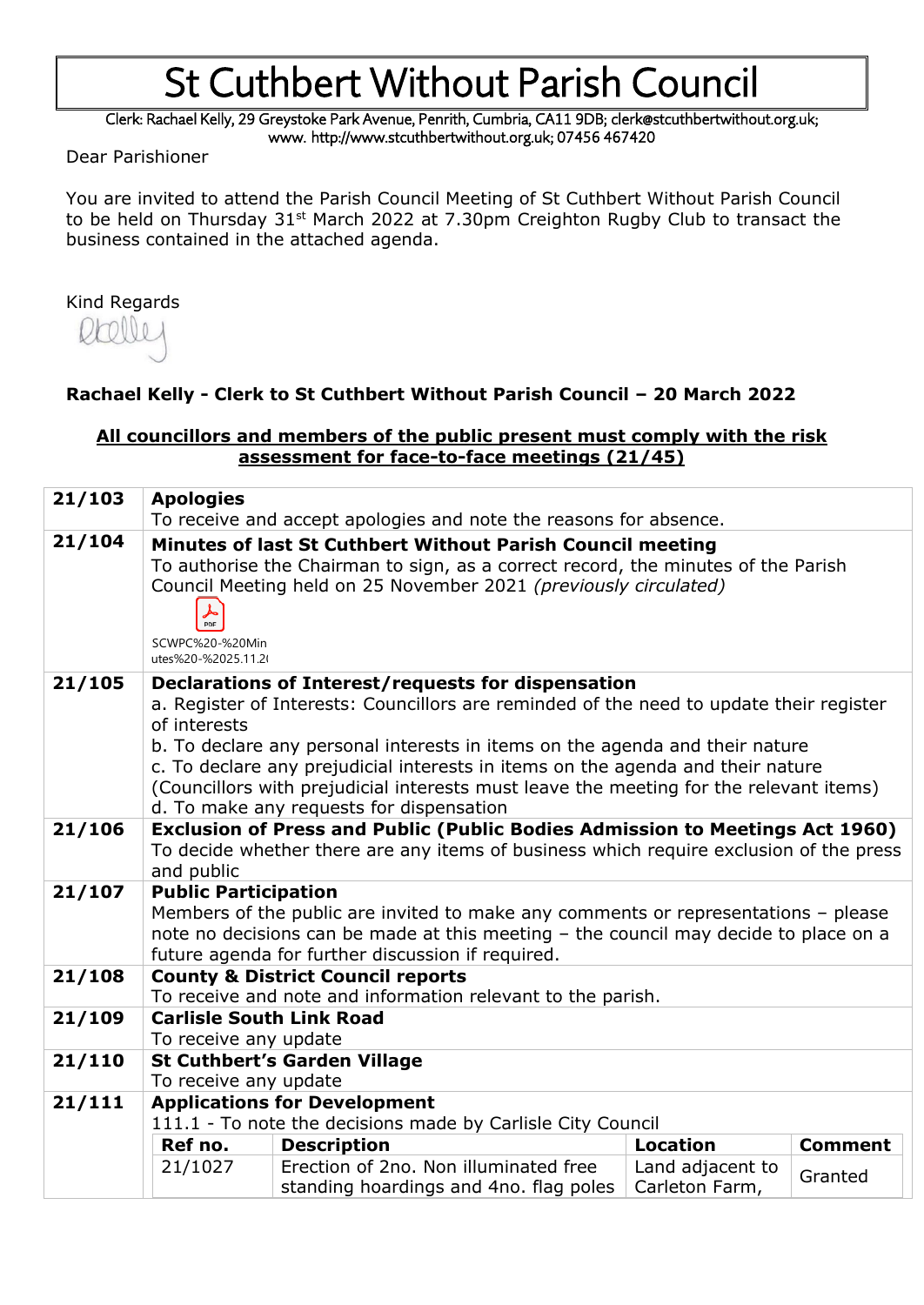# St Cuthbert Without Parish Council

Clerk: Rachael Kelly, 29 Greystoke Park Avenue, Penrith, Cumbria, CA11 9DB; clerk@stcuthbertwithout.org.uk; www. http://www.stcuthbertwithout.org.uk; 07456 467420

Dear Parishioner

You are invited to attend the Parish Council Meeting of St Cuthbert Without Parish Council to be held on Thursday 31st March 2022 at 7.30pm Creighton Rugby Club to transact the business contained in the attached agenda.

Kind Regards

**Rachael Kelly - Clerk to St Cuthbert Without Parish Council – 20 March 2022**

**All councillors and members of the public present must comply with the risk assessment for face-to-face meetings (21/45)**

| | |
|---|---|
| **21/103** | **Apologies**<br>To receive and accept apologies and note the reasons for absence. |
| **21/104** | **Minutes of last St Cuthbert Without Parish Council meeting**<br>To authorise the Chairman to sign, as a correct record, the minutes of the Parish Council Meeting held on 25 November 2021 *(previously circulated)*<br>SCWPC%20-%20Minutes%20-%2025.11.2( |
| **21/105** | **Declarations of Interest/requests for dispensation**<br>a. Register of Interests: Councillors are reminded of the need to update their register of interests<br>b. To declare any personal interests in items on the agenda and their nature<br>c. To declare any prejudicial interests in items on the agenda and their nature (Councillors with prejudicial interests must leave the meeting for the relevant items)<br>d. To make any requests for dispensation |
| **21/106** | **Exclusion of Press and Public (Public Bodies Admission to Meetings Act 1960)**<br>To decide whether there are any items of business which require exclusion of the press and public |
| **21/107** | **Public Participation**<br>Members of the public are invited to make any comments or representations – please note no decisions can be made at this meeting – the council may decide to place on a future agenda for further discussion if required. |
| **21/108** | **County & District Council reports**<br>To receive and note and information relevant to the parish. |
| **21/109** | **Carlisle South Link Road**<br>To receive any update |
| **21/110** | **St Cuthbert's Garden Village**<br>To receive any update |
| **21/111** | **Applications for Development**<br>111.1 - To note the decisions made by Carlisle City Council |

| Ref no. | Description | Location | Comment |
|---|---|---|---|
| 21/1027 | Erection of 2no. Non illuminated free standing hoardings and 4no. flag poles | Land adjacent to Carleton Farm, | Granted |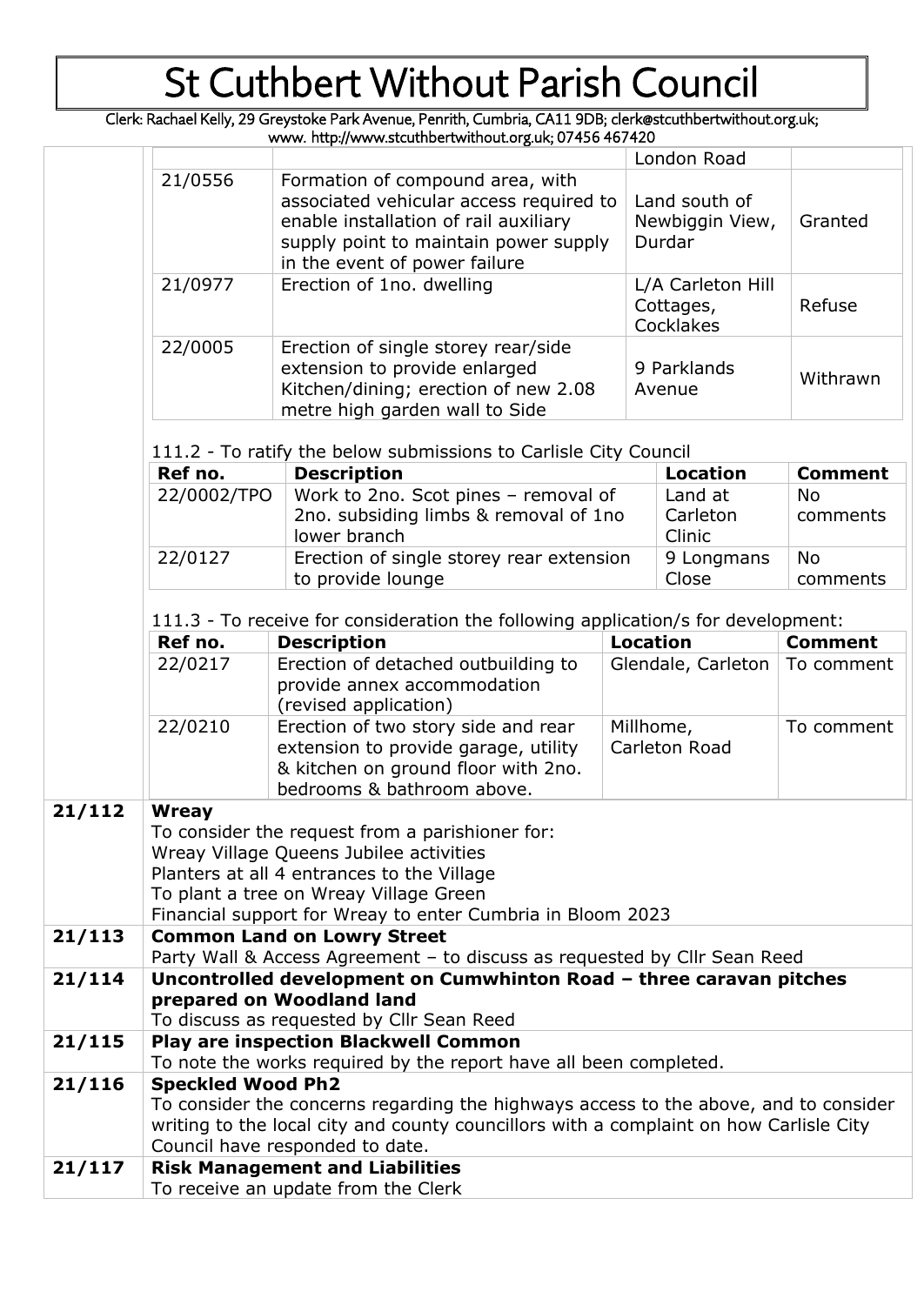# St Cuthbert Without Parish Council

Clerk: Rachael Kelly, 29 Greystoke Park Avenue, Penrith, Cumbria, CA11 9DB; clerk@stcuthbertwithout.org.uk; www. http://www.stcuthbertwithout.org.uk; 07456 467420

| | | | |
|---|---|---|---|
| | | London Road | |
| 21/0556 | Formation of compound area, with associated vehicular access required to enable installation of rail auxiliary supply point to maintain power supply in the event of power failure | Land south of Newbiggin View, Durdar | Granted |
| 21/0977 | Erection of 1no. dwelling | L/A Carleton Hill Cottages, Cocklakes | Refuse |
| 22/0005 | Erection of single storey rear/side extension to provide enlarged Kitchen/dining; erection of new 2.08 metre high garden wall to Side | 9 Parklands Avenue | Withrawn |

111.2 - To ratify the below submissions to Carlisle City Council

| Ref no. | Description | Location | Comment |
|---|---|---|---|
| 22/0002/TPO | Work to 2no. Scot pines – removal of 2no. subsiding limbs & removal of 1no lower branch | Land at Carleton Clinic | No comments |
| 22/0127 | Erection of single storey rear extension to provide lounge | 9 Longmans Close | No comments |

111.3 - To receive for consideration the following application/s for development:

| Ref no. | Description | Location | Comment |
|---|---|---|---|
| 22/0217 | Erection of detached outbuilding to provide annex accommodation (revised application) | Glendale, Carleton | To comment |
| 22/0210 | Erection of two story side and rear extension to provide garage, utility & kitchen on ground floor with 2no. bedrooms & bathroom above. | Millhome, Carleton Road | To comment |

**21/112 Wreay**

To consider the request from a parishioner for:
Wreay Village Queens Jubilee activities
Planters at all 4 entrances to the Village
To plant a tree on Wreay Village Green
Financial support for Wreay to enter Cumbria in Bloom 2023

**21/113 Common Land on Lowry Street**

Party Wall & Access Agreement – to discuss as requested by Cllr Sean Reed

**21/114 Uncontrolled development on Cumwhinton Road – three caravan pitches prepared on Woodland land**

To discuss as requested by Cllr Sean Reed

**21/115 Play are inspection Blackwell Common**

To note the works required by the report have all been completed.

**21/116 Speckled Wood Ph2**

To consider the concerns regarding the highways access to the above, and to consider writing to the local city and county councillors with a complaint on how Carlisle City Council have responded to date.

**21/117 Risk Management and Liabilities**

To receive an update from the Clerk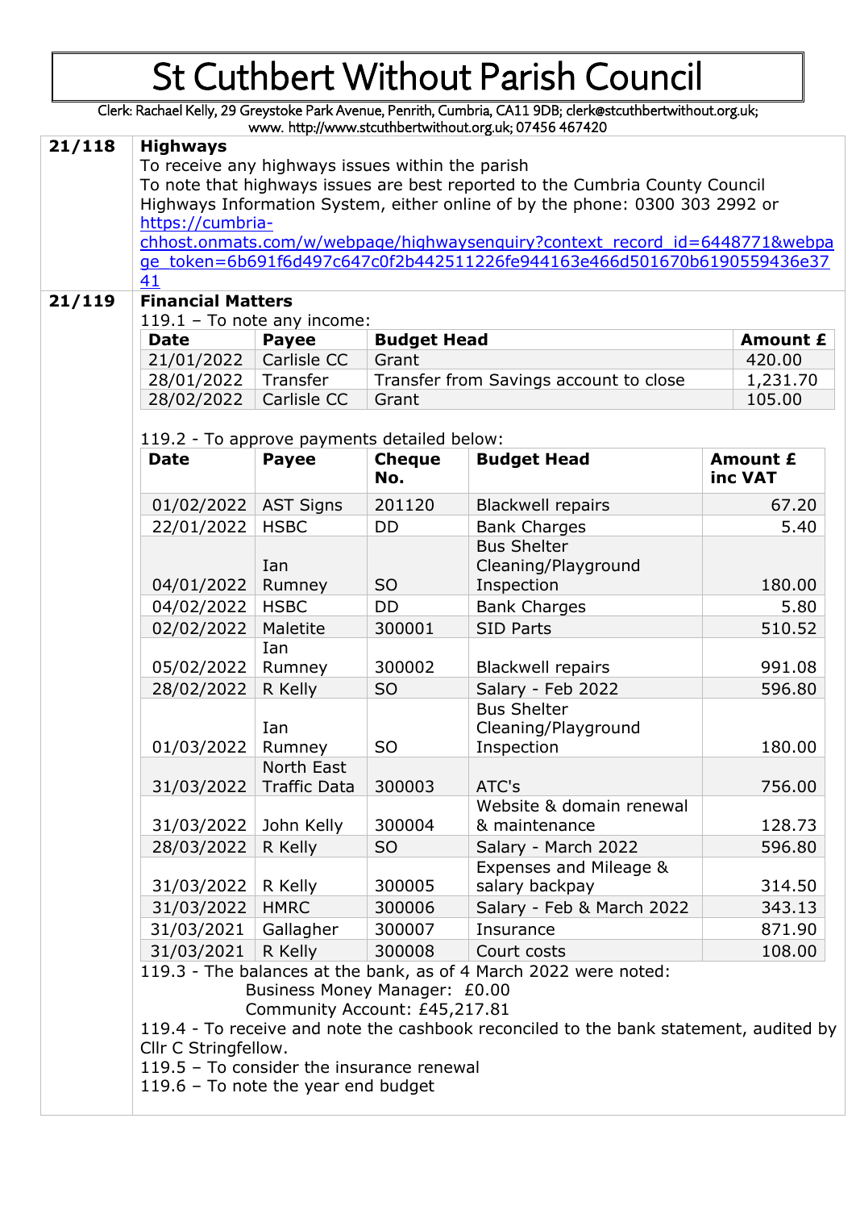# St Cuthbert Without Parish Council

Clerk: Rachael Kelly, 29 Greystoke Park Avenue, Penrith, Cumbria, CA11 9DB; clerk@stcuthbertwithout.org.uk; www. http://www.stcuthbertwithout.org.uk; 07456 467420

**21/118** **Highways**

To receive any highways issues within the parish

To note that highways issues are best reported to the Cumbria County Council Highways Information System, either online of by the phone: 0300 303 2992 or https://cumbria-chhost.onmats.com/w/webpage/highwaysenquiry?context_record_id=6448771&webpage_token=6b691f6d497c647c0f2b442511226fe944163e466d501670b6190559436e3741

**21/119** **Financial Matters**

119.1 – To note any income:

| Date | Payee | Budget Head | Amount £ |
|---|---|---|---|
| 21/01/2022 | Carlisle CC | Grant | 420.00 |
| 28/01/2022 | Transfer | Transfer from Savings account to close | 1,231.70 |
| 28/02/2022 | Carlisle CC | Grant | 105.00 |

119.2 - To approve payments detailed below:

| Date | Payee | Cheque No. | Budget Head | Amount £ inc VAT |
|---|---|---|---|---|
| 01/02/2022 | AST Signs | 201120 | Blackwell repairs | 67.20 |
| 22/01/2022 | HSBC | DD | Bank Charges | 5.40 |
| 04/01/2022 | Ian Rumney | SO | Bus Shelter Cleaning/Playground Inspection | 180.00 |
| 04/02/2022 | HSBC | DD | Bank Charges | 5.80 |
| 02/02/2022 | Maletite | 300001 | SID Parts | 510.52 |
| 05/02/2022 | Ian Rumney | 300002 | Blackwell repairs | 991.08 |
| 28/02/2022 | R Kelly | SO | Salary - Feb 2022 | 596.80 |
| 01/03/2022 | Ian Rumney | SO | Bus Shelter Cleaning/Playground Inspection | 180.00 |
| 31/03/2022 | North East Traffic Data | 300003 | ATC's | 756.00 |
| 31/03/2022 | John Kelly | 300004 | Website & domain renewal & maintenance | 128.73 |
| 28/03/2022 | R Kelly | SO | Salary - March 2022 | 596.80 |
| 31/03/2022 | R Kelly | 300005 | Expenses and Mileage & salary backpay | 314.50 |
| 31/03/2022 | HMRC | 300006 | Salary - Feb & March 2022 | 343.13 |
| 31/03/2021 | Gallagher | 300007 | Insurance | 871.90 |
| 31/03/2021 | R Kelly | 300008 | Court costs | 108.00 |

119.3 - The balances at the bank, as of 4 March 2022 were noted:

Business Money Manager: £0.00

Community Account: £45,217.81

119.4 - To receive and note the cashbook reconciled to the bank statement, audited by Cllr C Stringfellow.

119.5 – To consider the insurance renewal

119.6 – To note the year end budget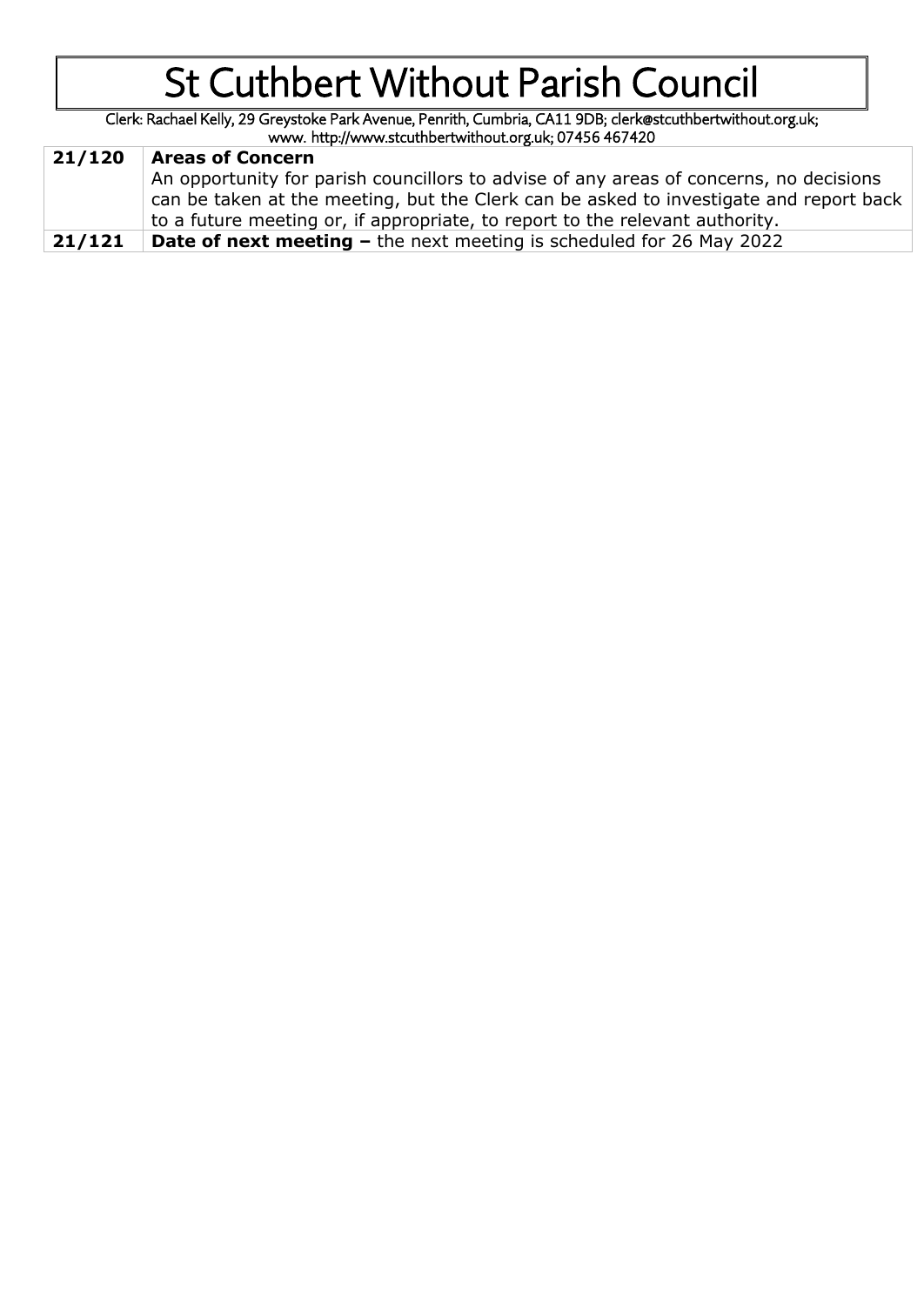# St Cuthbert Without Parish Council

Clerk: Rachael Kelly, 29 Greystoke Park Avenue, Penrith, Cumbria, CA11 9DB; clerk@stcuthbertwithout.org.uk; www. http://www.stcuthbertwithout.org.uk; 07456 467420

| | |
|---|---|
| **21/120** | **Areas of Concern**<br>An opportunity for parish councillors to advise of any areas of concerns, no decisions can be taken at the meeting, but the Clerk can be asked to investigate and report back to a future meeting or, if appropriate, to report to the relevant authority. |
| **21/121** | **Date of next meeting –** the next meeting is scheduled for 26 May 2022 |